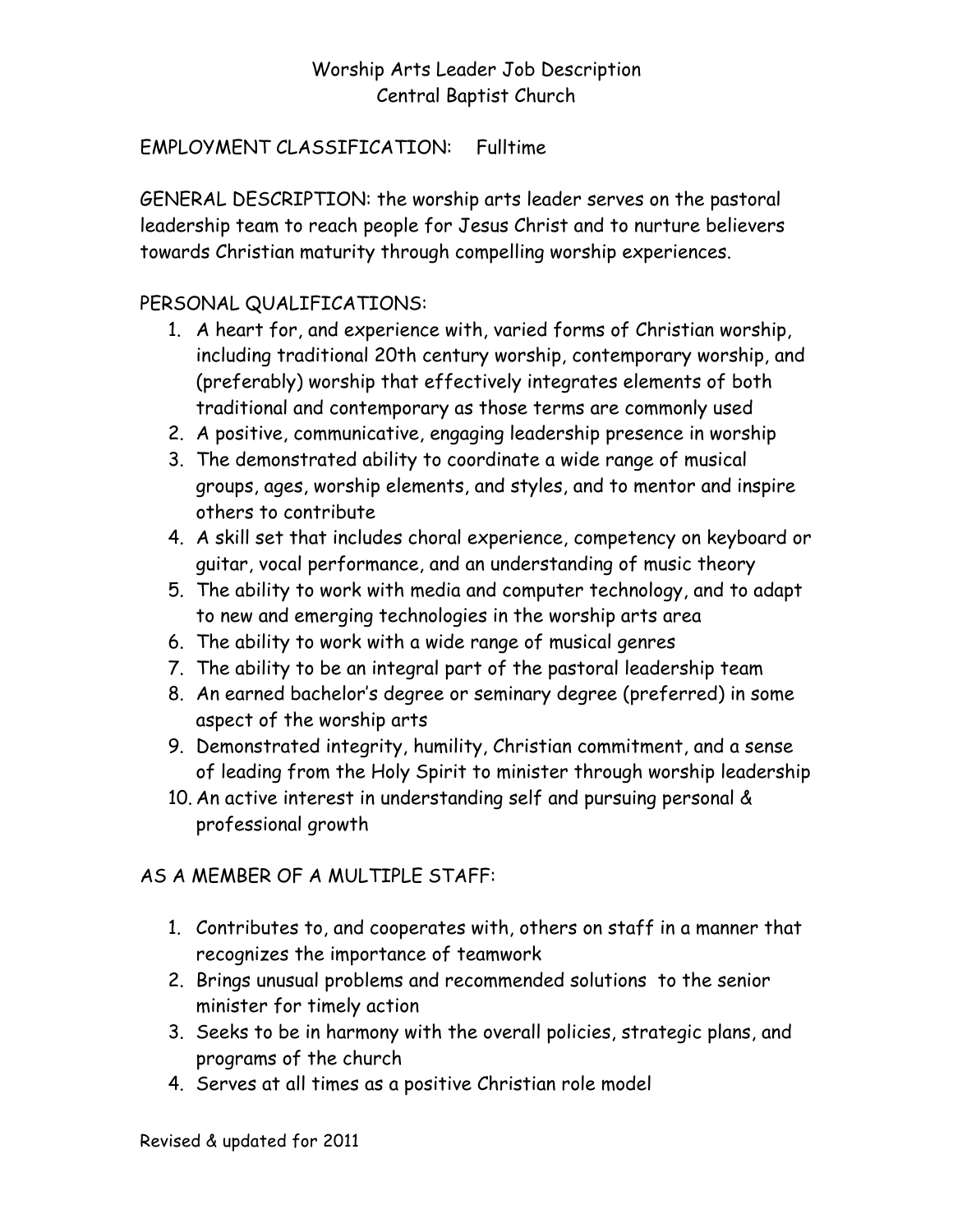# Worship Arts Leader Job Description
## Central Baptist Church

EMPLOYMENT CLASSIFICATION: Fulltime

GENERAL DESCRIPTION: the worship arts leader serves on the pastoral leadership team to reach people for Jesus Christ and to nurture believers towards Christian maturity through compelling worship experiences.

PERSONAL QUALIFICATIONS:

1. A heart for, and experience with, varied forms of Christian worship, including traditional 20th century worship, contemporary worship, and (preferably) worship that effectively integrates elements of both traditional and contemporary as those terms are commonly used
2. A positive, communicative, engaging leadership presence in worship
3. The demonstrated ability to coordinate a wide range of musical groups, ages, worship elements, and styles, and to mentor and inspire others to contribute
4. A skill set that includes choral experience, competency on keyboard or guitar, vocal performance, and an understanding of music theory
5. The ability to work with media and computer technology, and to adapt to new and emerging technologies in the worship arts area
6. The ability to work with a wide range of musical genres
7. The ability to be an integral part of the pastoral leadership team
8. An earned bachelor's degree or seminary degree (preferred) in some aspect of the worship arts
9. Demonstrated integrity, humility, Christian commitment, and a sense of leading from the Holy Spirit to minister through worship leadership
10. An active interest in understanding self and pursuing personal & professional growth

AS A MEMBER OF A MULTIPLE STAFF:

1. Contributes to, and cooperates with, others on staff in a manner that recognizes the importance of teamwork
2. Brings unusual problems and recommended solutions to the senior minister for timely action
3. Seeks to be in harmony with the overall policies, strategic plans, and programs of the church
4. Serves at all times as a positive Christian role model

Revised & updated for 2011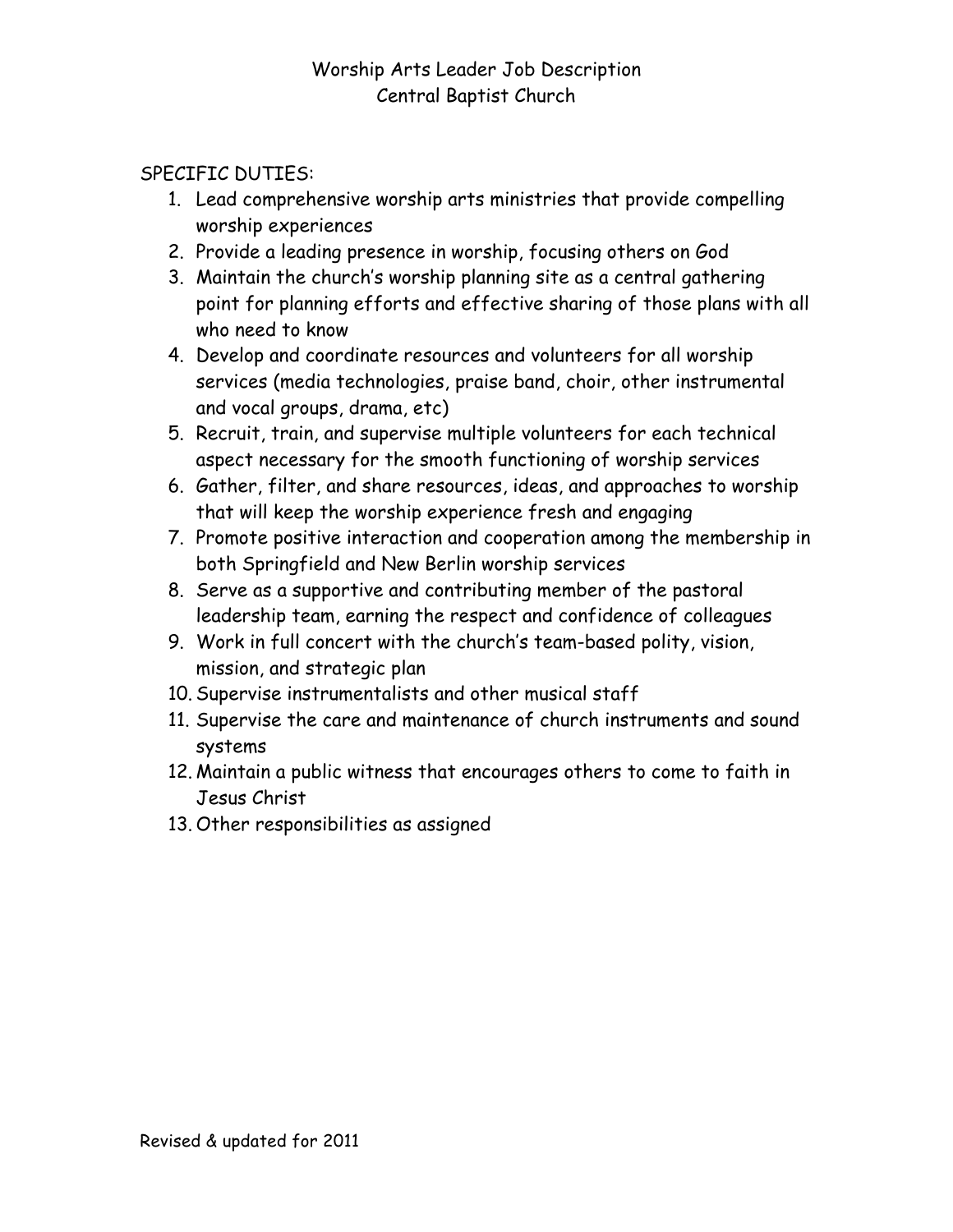SPECIFIC DUTIES:

1. Lead comprehensive worship arts ministries that provide compelling worship experiences
2. Provide a leading presence in worship, focusing others on God
3. Maintain the church's worship planning site as a central gathering point for planning efforts and effective sharing of those plans with all who need to know
4. Develop and coordinate resources and volunteers for all worship services (media technologies, praise band, choir, other instrumental and vocal groups, drama, etc)
5. Recruit, train, and supervise multiple volunteers for each technical aspect necessary for the smooth functioning of worship services
6. Gather, filter, and share resources, ideas, and approaches to worship that will keep the worship experience fresh and engaging
7. Promote positive interaction and cooperation among the membership in both Springfield and New Berlin worship services
8. Serve as a supportive and contributing member of the pastoral leadership team, earning the respect and confidence of colleagues
9. Work in full concert with the church's team-based polity, vision, mission, and strategic plan
10. Supervise instrumentalists and other musical staff
11. Supervise the care and maintenance of church instruments and sound systems
12. Maintain a public witness that encourages others to come to faith in Jesus Christ
13. Other responsibilities as assigned